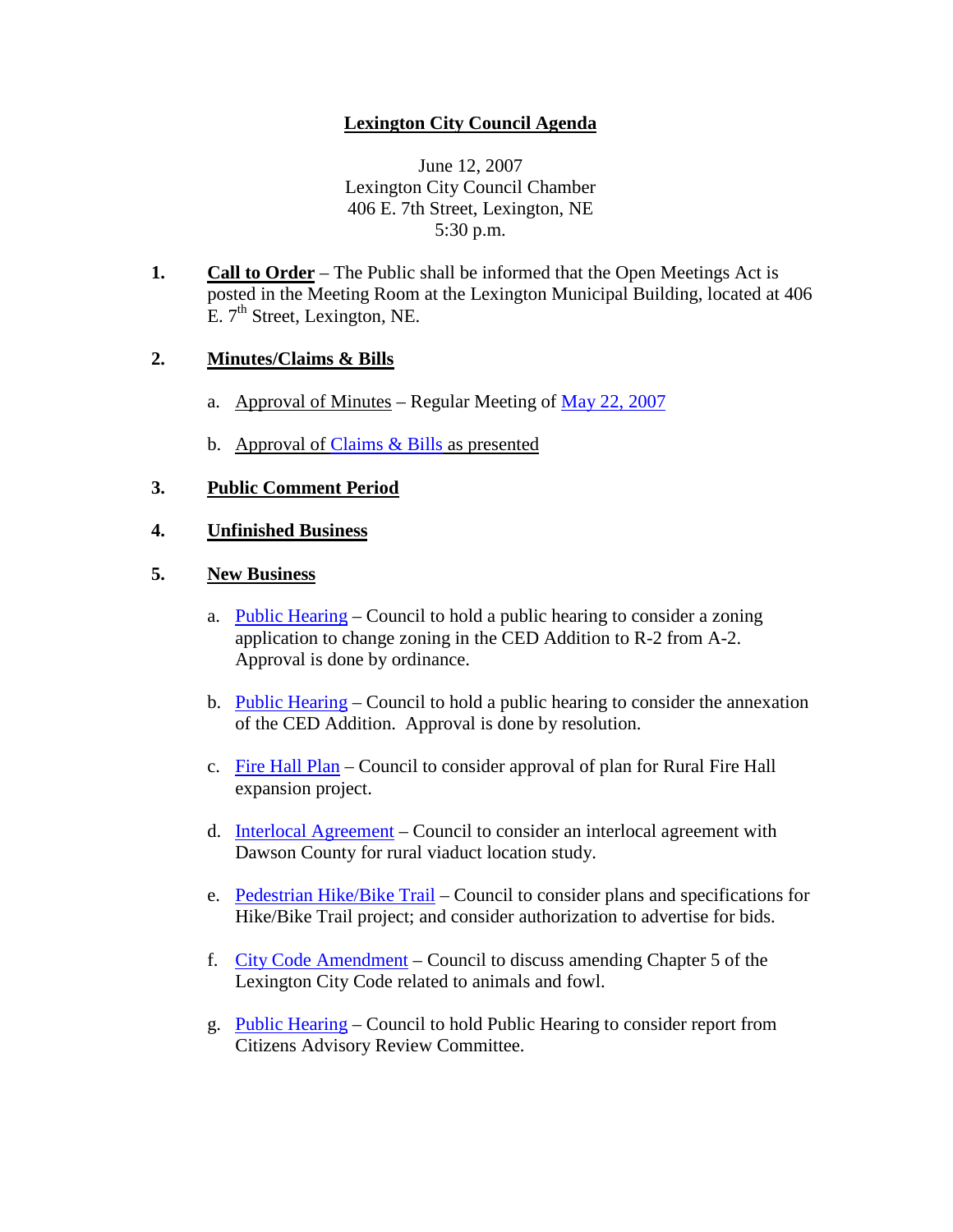# Lexington City Council Agenda

June 12, 2007
Lexington City Council Chamber
406 E. 7th Street, Lexington, NE
5:30 p.m.

1. **Call to Order** – The Public shall be informed that the Open Meetings Act is posted in the Meeting Room at the Lexington Municipal Building, located at 406 E. 7th Street, Lexington, NE.

2. **Minutes/Claims & Bills**

   a. Approval of Minutes – Regular Meeting of May 22, 2007

   b. Approval of Claims & Bills as presented

3. **Public Comment Period**

4. **Unfinished Business**

5. **New Business**

   a. Public Hearing – Council to hold a public hearing to consider a zoning application to change zoning in the CED Addition to R-2 from A-2. Approval is done by ordinance.

   b. Public Hearing – Council to hold a public hearing to consider the annexation of the CED Addition. Approval is done by resolution.

   c. Fire Hall Plan – Council to consider approval of plan for Rural Fire Hall expansion project.

   d. Interlocal Agreement – Council to consider an interlocal agreement with Dawson County for rural viaduct location study.

   e. Pedestrian Hike/Bike Trail – Council to consider plans and specifications for Hike/Bike Trail project; and consider authorization to advertise for bids.

   f. City Code Amendment – Council to discuss amending Chapter 5 of the Lexington City Code related to animals and fowl.

   g. Public Hearing – Council to hold Public Hearing to consider report from Citizens Advisory Review Committee.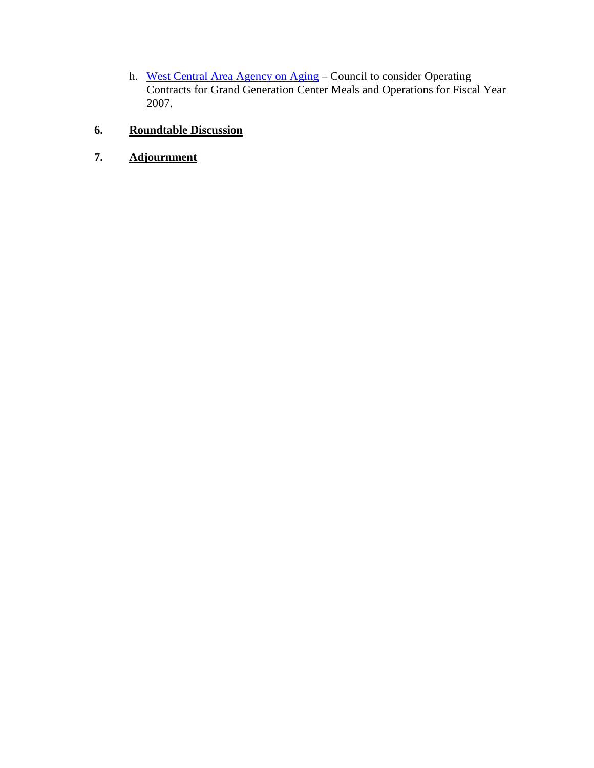h. West Central Area Agency on Aging – Council to consider Operating Contracts for Grand Generation Center Meals and Operations for Fiscal Year 2007.

## 6. Roundtable Discussion

## 7. Adjournment